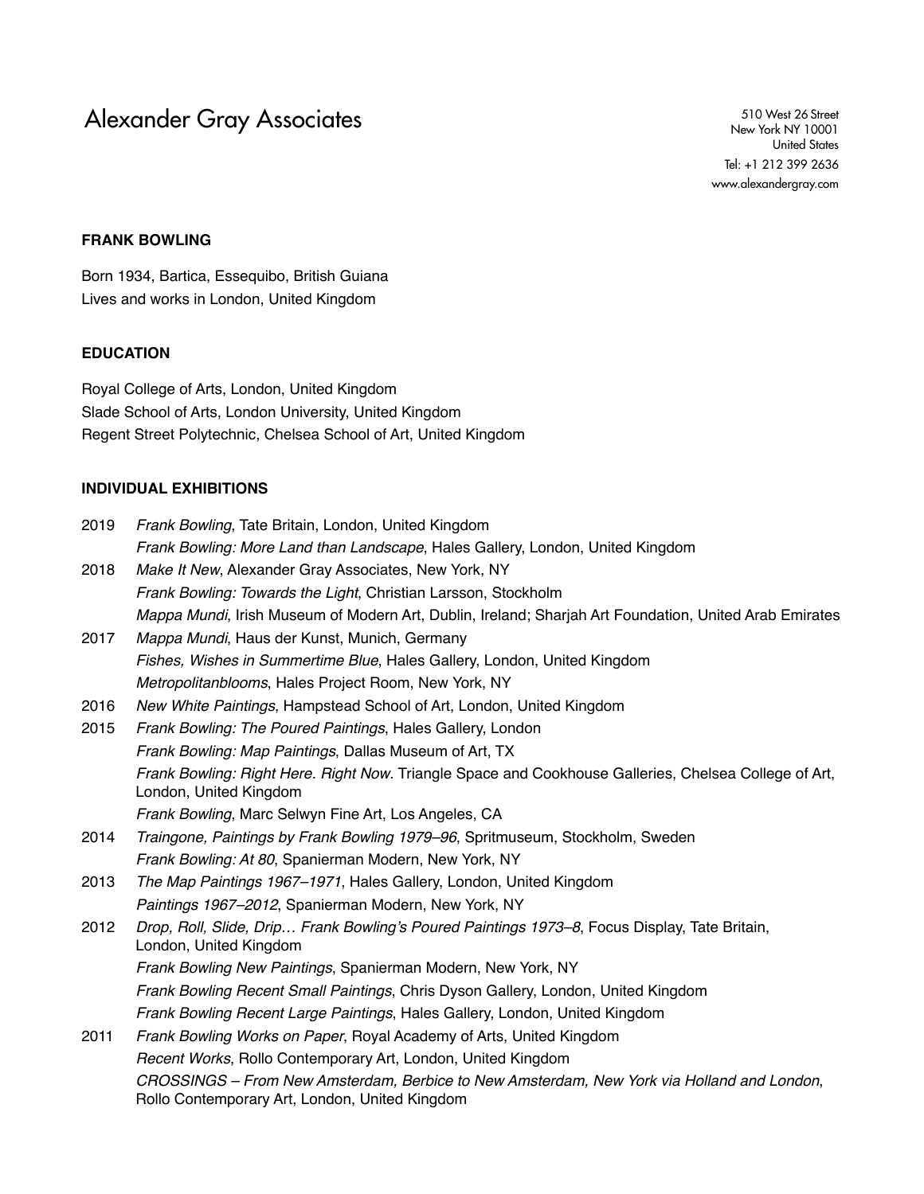Alexander Gray Associates

510 West 26 Street
New York NY 10001
United States
Tel: +1 212 399 2636
www.alexandergray.com

## FRANK BOWLING

Born 1934, Bartica, Essequibo, British Guiana
Lives and works in London, United Kingdom

## EDUCATION

Royal College of Arts, London, United Kingdom
Slade School of Arts, London University, United Kingdom
Regent Street Polytechnic, Chelsea School of Art, United Kingdom

## INDIVIDUAL EXHIBITIONS

2019 *Frank Bowling*, Tate Britain, London, United Kingdom
*Frank Bowling: More Land than Landscape*, Hales Gallery, London, United Kingdom

2018 *Make It New*, Alexander Gray Associates, New York, NY
*Frank Bowling: Towards the Light*, Christian Larsson, Stockholm
*Mappa Mundi*, Irish Museum of Modern Art, Dublin, Ireland; Sharjah Art Foundation, United Arab Emirates

2017 *Mappa Mundi*, Haus der Kunst, Munich, Germany
*Fishes, Wishes in Summertime Blue*, Hales Gallery, London, United Kingdom
*Metropolitanblooms*, Hales Project Room, New York, NY

2016 *New White Paintings*, Hampstead School of Art, London, United Kingdom

2015 *Frank Bowling: The Poured Paintings*, Hales Gallery, London
*Frank Bowling: Map Paintings*, Dallas Museum of Art, TX
*Frank Bowling: Right Here. Right Now*. Triangle Space and Cookhouse Galleries, Chelsea College of Art, London, United Kingdom
*Frank Bowling*, Marc Selwyn Fine Art, Los Angeles, CA

2014 *Traingone, Paintings by Frank Bowling 1979–96*, Spritmuseum, Stockholm, Sweden
*Frank Bowling: At 80*, Spanierman Modern, New York, NY

2013 *The Map Paintings 1967–1971*, Hales Gallery, London, United Kingdom
*Paintings 1967–2012*, Spanierman Modern, New York, NY

2012 *Drop, Roll, Slide, Drip… Frank Bowling's Poured Paintings 1973–8*, Focus Display, Tate Britain, London, United Kingdom
*Frank Bowling New Paintings*, Spanierman Modern, New York, NY
*Frank Bowling Recent Small Paintings*, Chris Dyson Gallery, London, United Kingdom
*Frank Bowling Recent Large Paintings*, Hales Gallery, London, United Kingdom

2011 *Frank Bowling Works on Paper*, Royal Academy of Arts, United Kingdom
*Recent Works*, Rollo Contemporary Art, London, United Kingdom
*CROSSINGS – From New Amsterdam, Berbice to New Amsterdam, New York via Holland and London*, Rollo Contemporary Art, London, United Kingdom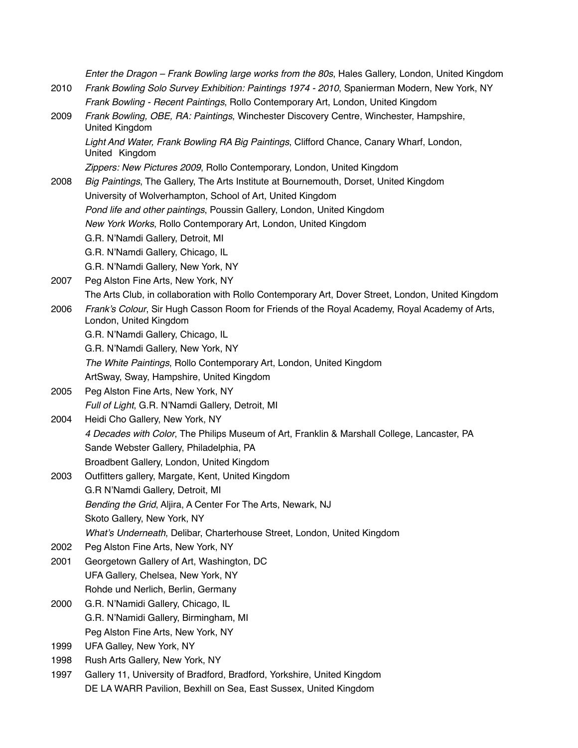*Enter the Dragon – Frank Bowling large works from the 80s*, Hales Gallery, London, United Kingdom

2010 *Frank Bowling Solo Survey Exhibition: Paintings 1974 - 2010*, Spanierman Modern, New York, NY
*Frank Bowling - Recent Paintings*, Rollo Contemporary Art, London, United Kingdom

2009 *Frank Bowling, OBE, RA: Paintings*, Winchester Discovery Centre, Winchester, Hampshire, United Kingdom
*Light And Water, Frank Bowling RA Big Paintings*, Clifford Chance, Canary Wharf, London, United Kingdom
*Zippers: New Pictures 2009*, Rollo Contemporary, London, United Kingdom

2008 *Big Paintings*, The Gallery, The Arts Institute at Bournemouth, Dorset, United Kingdom
University of Wolverhampton, School of Art, United Kingdom
*Pond life and other paintings*, Poussin Gallery, London, United Kingdom
*New York Works*, Rollo Contemporary Art, London, United Kingdom
G.R. N'Namdi Gallery, Detroit, MI
G.R. N'Namdi Gallery, Chicago, IL
G.R. N'Namdi Gallery, New York, NY

2007 Peg Alston Fine Arts, New York, NY
The Arts Club, in collaboration with Rollo Contemporary Art, Dover Street, London, United Kingdom

2006 *Frank's Colour*, Sir Hugh Casson Room for Friends of the Royal Academy, Royal Academy of Arts, London, United Kingdom
G.R. N'Namdi Gallery, Chicago, IL
G.R. N'Namdi Gallery, New York, NY
*The White Paintings*, Rollo Contemporary Art, London, United Kingdom
ArtSway, Sway, Hampshire, United Kingdom

2005 Peg Alston Fine Arts, New York, NY
*Full of Light*, G.R. N'Namdi Gallery, Detroit, MI

2004 Heidi Cho Gallery, New York, NY
*4 Decades with Color*, The Philips Museum of Art, Franklin & Marshall College, Lancaster, PA
Sande Webster Gallery, Philadelphia, PA
Broadbent Gallery, London, United Kingdom

2003 Outfitters gallery, Margate, Kent, United Kingdom
G.R N'Namdi Gallery, Detroit, MI
*Bending the Grid*, Aljira, A Center For The Arts, Newark, NJ
Skoto Gallery, New York, NY
*What's Underneath*, Delibar, Charterhouse Street, London, United Kingdom

2002 Peg Alston Fine Arts, New York, NY

2001 Georgetown Gallery of Art, Washington, DC
UFA Gallery, Chelsea, New York, NY
Rohde und Nerlich, Berlin, Germany

2000 G.R. N'Namidi Gallery, Chicago, IL
G.R. N'Namidi Gallery, Birmingham, MI
Peg Alston Fine Arts, New York, NY

1999 UFA Galley, New York, NY

1998 Rush Arts Gallery, New York, NY

1997 Gallery 11, University of Bradford, Bradford, Yorkshire, United Kingdom
DE LA WARR Pavilion, Bexhill on Sea, East Sussex, United Kingdom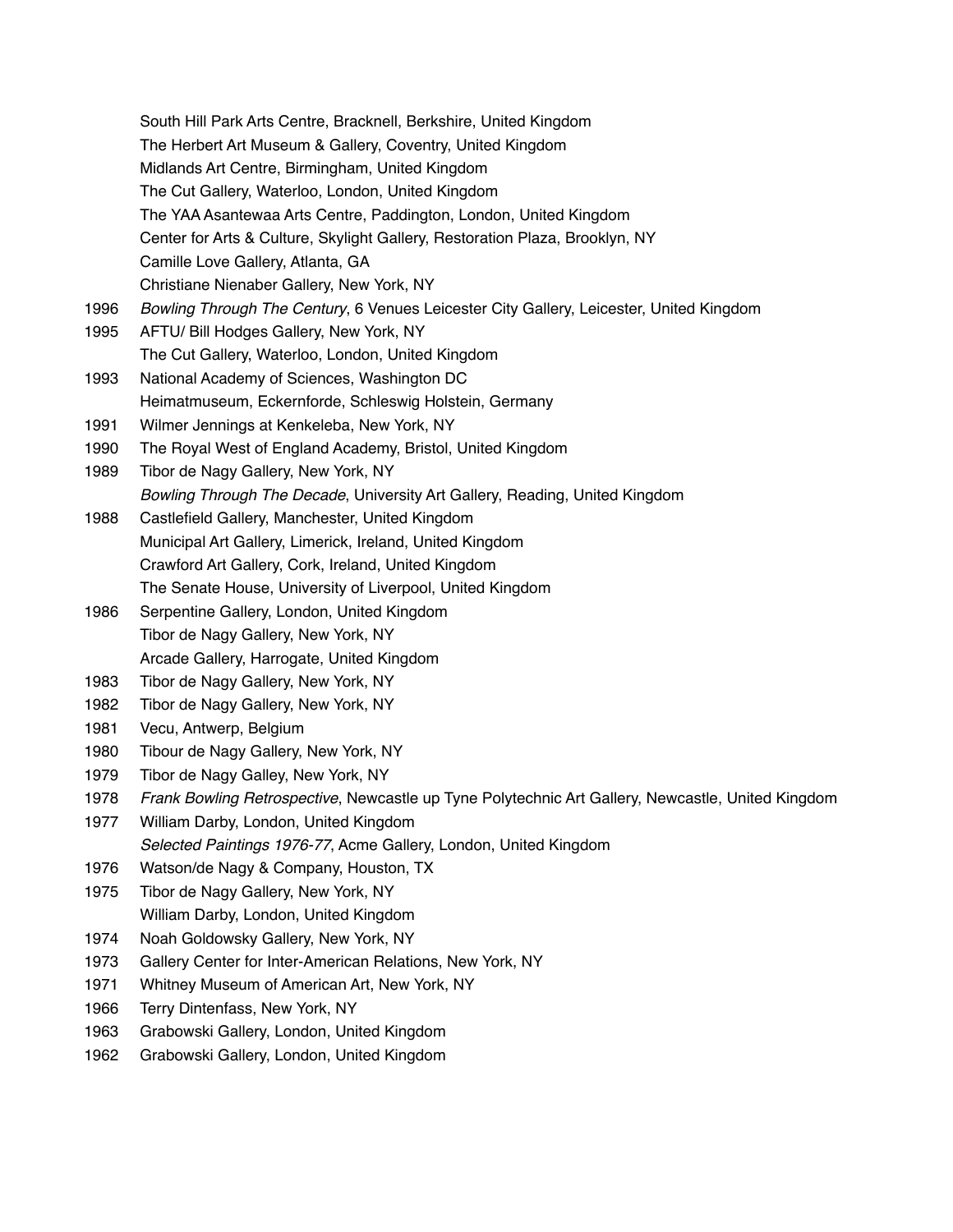South Hill Park Arts Centre, Bracknell, Berkshire, United Kingdom
The Herbert Art Museum & Gallery, Coventry, United Kingdom
Midlands Art Centre, Birmingham, United Kingdom
The Cut Gallery, Waterloo, London, United Kingdom
The YAA Asantewaa Arts Centre, Paddington, London, United Kingdom
Center for Arts & Culture, Skylight Gallery, Restoration Plaza, Brooklyn, NY
Camille Love Gallery, Atlanta, GA
Christiane Nienaber Gallery, New York, NY

1996 *Bowling Through The Century*, 6 Venues Leicester City Gallery, Leicester, United Kingdom

1995 AFTU/ Bill Hodges Gallery, New York, NY
The Cut Gallery, Waterloo, London, United Kingdom

1993 National Academy of Sciences, Washington DC
Heimatmuseum, Eckernforde, Schleswig Holstein, Germany

1991 Wilmer Jennings at Kenkeleba, New York, NY

1990 The Royal West of England Academy, Bristol, United Kingdom

1989 Tibor de Nagy Gallery, New York, NY
*Bowling Through The Decade*, University Art Gallery, Reading, United Kingdom

1988 Castlefield Gallery, Manchester, United Kingdom
Municipal Art Gallery, Limerick, Ireland, United Kingdom
Crawford Art Gallery, Cork, Ireland, United Kingdom
The Senate House, University of Liverpool, United Kingdom

1986 Serpentine Gallery, London, United Kingdom
Tibor de Nagy Gallery, New York, NY
Arcade Gallery, Harrogate, United Kingdom

1983 Tibor de Nagy Gallery, New York, NY

1982 Tibor de Nagy Gallery, New York, NY

1981 Vecu, Antwerp, Belgium

1980 Tibour de Nagy Gallery, New York, NY

1979 Tibor de Nagy Galley, New York, NY

1978 *Frank Bowling Retrospective*, Newcastle up Tyne Polytechnic Art Gallery, Newcastle, United Kingdom

1977 William Darby, London, United Kingdom
*Selected Paintings 1976-77*, Acme Gallery, London, United Kingdom

1976 Watson/de Nagy & Company, Houston, TX

1975 Tibor de Nagy Gallery, New York, NY
William Darby, London, United Kingdom

1974 Noah Goldowsky Gallery, New York, NY

1973 Gallery Center for Inter-American Relations, New York, NY

1971 Whitney Museum of American Art, New York, NY

1966 Terry Dintenfass, New York, NY

1963 Grabowski Gallery, London, United Kingdom

1962 Grabowski Gallery, London, United Kingdom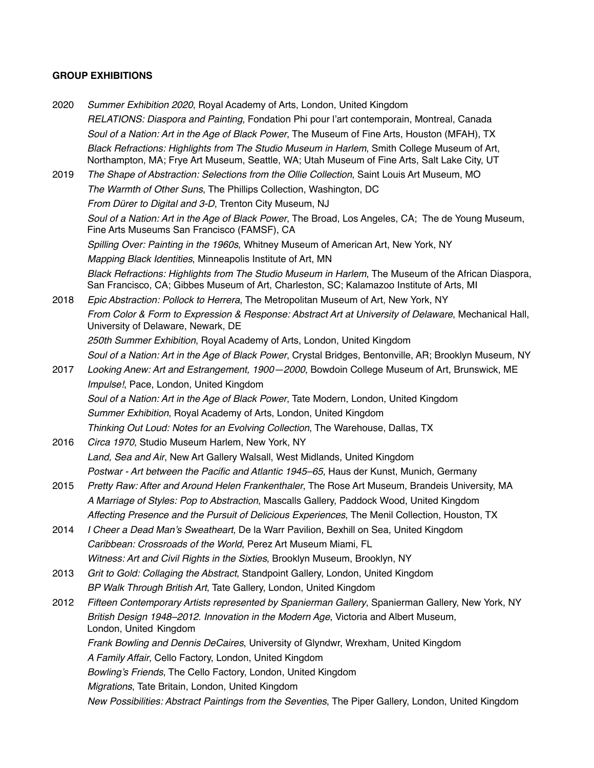**GROUP EXHIBITIONS**

2020 *Summer Exhibition 2020*, Royal Academy of Arts, London, United Kingdom
*RELATIONS: Diaspora and Painting*, Fondation Phi pour l'art contemporain, Montreal, Canada
*Soul of a Nation: Art in the Age of Black Power*, The Museum of Fine Arts, Houston (MFAH), TX
*Black Refractions: Highlights from The Studio Museum in Harlem*, Smith College Museum of Art, Northampton, MA; Frye Art Museum, Seattle, WA; Utah Museum of Fine Arts, Salt Lake City, UT

2019 *The Shape of Abstraction: Selections from the Ollie Collection*, Saint Louis Art Museum, MO
*The Warmth of Other Suns*, The Phillips Collection, Washington, DC
*From Dürer to Digital and 3-D*, Trenton City Museum, NJ
*Soul of a Nation: Art in the Age of Black Power*, The Broad, Los Angeles, CA; The de Young Museum, Fine Arts Museums San Francisco (FAMSF), CA
*Spilling Over: Painting in the 1960s*, Whitney Museum of American Art, New York, NY
*Mapping Black Identities*, Minneapolis Institute of Art, MN
*Black Refractions: Highlights from The Studio Museum in Harlem*, The Museum of the African Diaspora, San Francisco, CA; Gibbes Museum of Art, Charleston, SC; Kalamazoo Institute of Arts, MI

2018 *Epic Abstraction: Pollock to Herrera*, The Metropolitan Museum of Art, New York, NY
*From Color & Form to Expression & Response: Abstract Art at University of Delaware*, Mechanical Hall, University of Delaware, Newark, DE
*250th Summer Exhibition*, Royal Academy of Arts, London, United Kingdom
*Soul of a Nation: Art in the Age of Black Power*, Crystal Bridges, Bentonville, AR; Brooklyn Museum, NY

2017 *Looking Anew: Art and Estrangement, 1900—2000*, Bowdoin College Museum of Art, Brunswick, ME
*Impulse!*, Pace, London, United Kingdom
*Soul of a Nation: Art in the Age of Black Power*, Tate Modern, London, United Kingdom
*Summer Exhibition*, Royal Academy of Arts, London, United Kingdom
*Thinking Out Loud: Notes for an Evolving Collection*, The Warehouse, Dallas, TX

2016 *Circa 1970*, Studio Museum Harlem, New York, NY
*Land, Sea and Air*, New Art Gallery Walsall, West Midlands, United Kingdom
*Postwar - Art between the Pacific and Atlantic 1945–65*, Haus der Kunst, Munich, Germany

2015 *Pretty Raw: After and Around Helen Frankenthaler*, The Rose Art Museum, Brandeis University, MA
*A Marriage of Styles: Pop to Abstraction*, Mascalls Gallery, Paddock Wood, United Kingdom
*Affecting Presence and the Pursuit of Delicious Experiences*, The Menil Collection, Houston, TX

2014 *I Cheer a Dead Man's Sweatheart*, De la Warr Pavilion, Bexhill on Sea, United Kingdom
*Caribbean: Crossroads of the World*, Perez Art Museum Miami, FL
*Witness: Art and Civil Rights in the Sixties*, Brooklyn Museum, Brooklyn, NY

2013 *Grit to Gold: Collaging the Abstract*, Standpoint Gallery, London, United Kingdom
*BP Walk Through British Art*, Tate Gallery, London, United Kingdom

2012 *Fifteen Contemporary Artists represented by Spanierman Gallery*, Spanierman Gallery, New York, NY
*British Design 1948–2012. Innovation in the Modern Age*, Victoria and Albert Museum, London, United Kingdom
*Frank Bowling and Dennis DeCaires*, University of Glyndwr, Wrexham, United Kingdom
*A Family Affair*, Cello Factory, London, United Kingdom
*Bowling's Friends*, The Cello Factory, London, United Kingdom
*Migrations*, Tate Britain, London, United Kingdom
*New Possibilities: Abstract Paintings from the Seventies*, The Piper Gallery, London, United Kingdom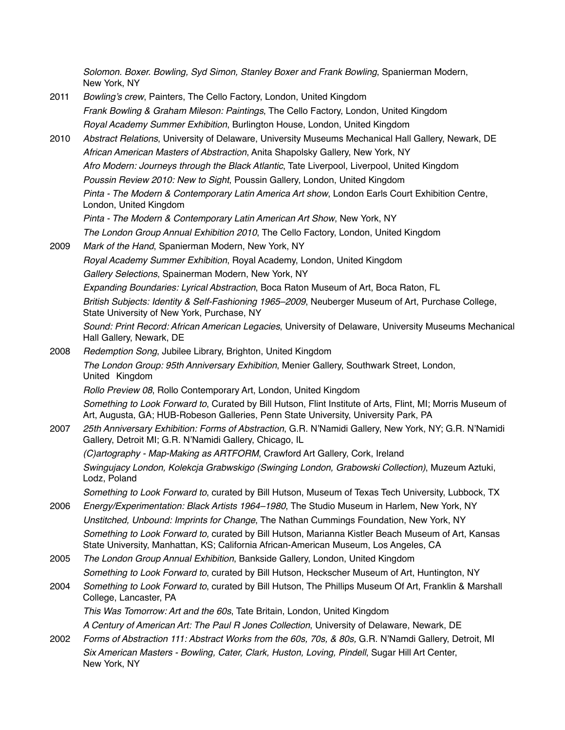*Solomon. Boxer. Bowling, Syd Simon, Stanley Boxer and Frank Bowling*, Spanierman Modern, New York, NY

2011 *Bowling's crew*, Painters, The Cello Factory, London, United Kingdom
*Frank Bowling & Graham Mileson: Paintings*, The Cello Factory, London, United Kingdom
*Royal Academy Summer Exhibition*, Burlington House, London, United Kingdom

2010 *Abstract Relations*, University of Delaware, University Museums Mechanical Hall Gallery, Newark, DE
*African American Masters of Abstraction*, Anita Shapolsky Gallery, New York, NY
*Afro Modern: Journeys through the Black Atlantic*, Tate Liverpool, Liverpool, United Kingdom
*Poussin Review 2010: New to Sight*, Poussin Gallery, London, United Kingdom
*Pinta - The Modern & Contemporary Latin America Art show*, London Earls Court Exhibition Centre, London, United Kingdom
*Pinta - The Modern & Contemporary Latin American Art Show*, New York, NY
*The London Group Annual Exhibition 2010*, The Cello Factory, London, United Kingdom

2009 *Mark of the Hand*, Spanierman Modern, New York, NY
*Royal Academy Summer Exhibition*, Royal Academy, London, United Kingdom
*Gallery Selections*, Spainerman Modern, New York, NY
*Expanding Boundaries: Lyrical Abstraction*, Boca Raton Museum of Art, Boca Raton, FL
*British Subjects: Identity & Self-Fashioning 1965–2009*, Neuberger Museum of Art, Purchase College, State University of New York, Purchase, NY
*Sound: Print Record: African American Legacies*, University of Delaware, University Museums Mechanical Hall Gallery, Newark, DE

2008 *Redemption Song*, Jubilee Library, Brighton, United Kingdom
*The London Group: 95th Anniversary Exhibition*, Menier Gallery, Southwark Street, London, United Kingdom
*Rollo Preview 08*, Rollo Contemporary Art, London, United Kingdom
*Something to Look Forward to*, Curated by Bill Hutson, Flint Institute of Arts, Flint, MI; Morris Museum of Art, Augusta, GA; HUB-Robeson Galleries, Penn State University, University Park, PA

2007 *25th Anniversary Exhibition: Forms of Abstraction*, G.R. N'Namidi Gallery, New York, NY; G.R. N'Namidi Gallery, Detroit MI; G.R. N'Namidi Gallery, Chicago, IL
*(C)artography - Map-Making as ARTFORM*, Crawford Art Gallery, Cork, Ireland
*Swingujacy London, Kolekcja Grabwskigo (Swinging London, Grabowski Collection)*, Muzeum Aztuki, Lodz, Poland
*Something to Look Forward to*, curated by Bill Hutson, Museum of Texas Tech University, Lubbock, TX

2006 *Energy/Experimentation: Black Artists 1964–1980*, The Studio Museum in Harlem, New York, NY
*Unstitched, Unbound: Imprints for Change*, The Nathan Cummings Foundation, New York, NY
*Something to Look Forward to,* curated by Bill Hutson, Marianna Kistler Beach Museum of Art, Kansas State University, Manhattan, KS; California African-American Museum, Los Angeles, CA

2005 *The London Group Annual Exhibition*, Bankside Gallery, London, United Kingdom
*Something to Look Forward to*, curated by Bill Hutson, Heckscher Museum of Art, Huntington, NY

2004 *Something to Look Forward to*, curated by Bill Hutson, The Phillips Museum Of Art, Franklin & Marshall College, Lancaster, PA
*This Was Tomorrow: Art and the 60s*, Tate Britain, London, United Kingdom
*A Century of American Art: The Paul R Jones Collection*, University of Delaware, Newark, DE

2002 *Forms of Abstraction 111: Abstract Works from the 60s, 70s, & 80s,* G.R. N'Namdi Gallery, Detroit, MI
*Six American Masters - Bowling, Cater, Clark, Huston, Loving, Pindell*, Sugar Hill Art Center, New York, NY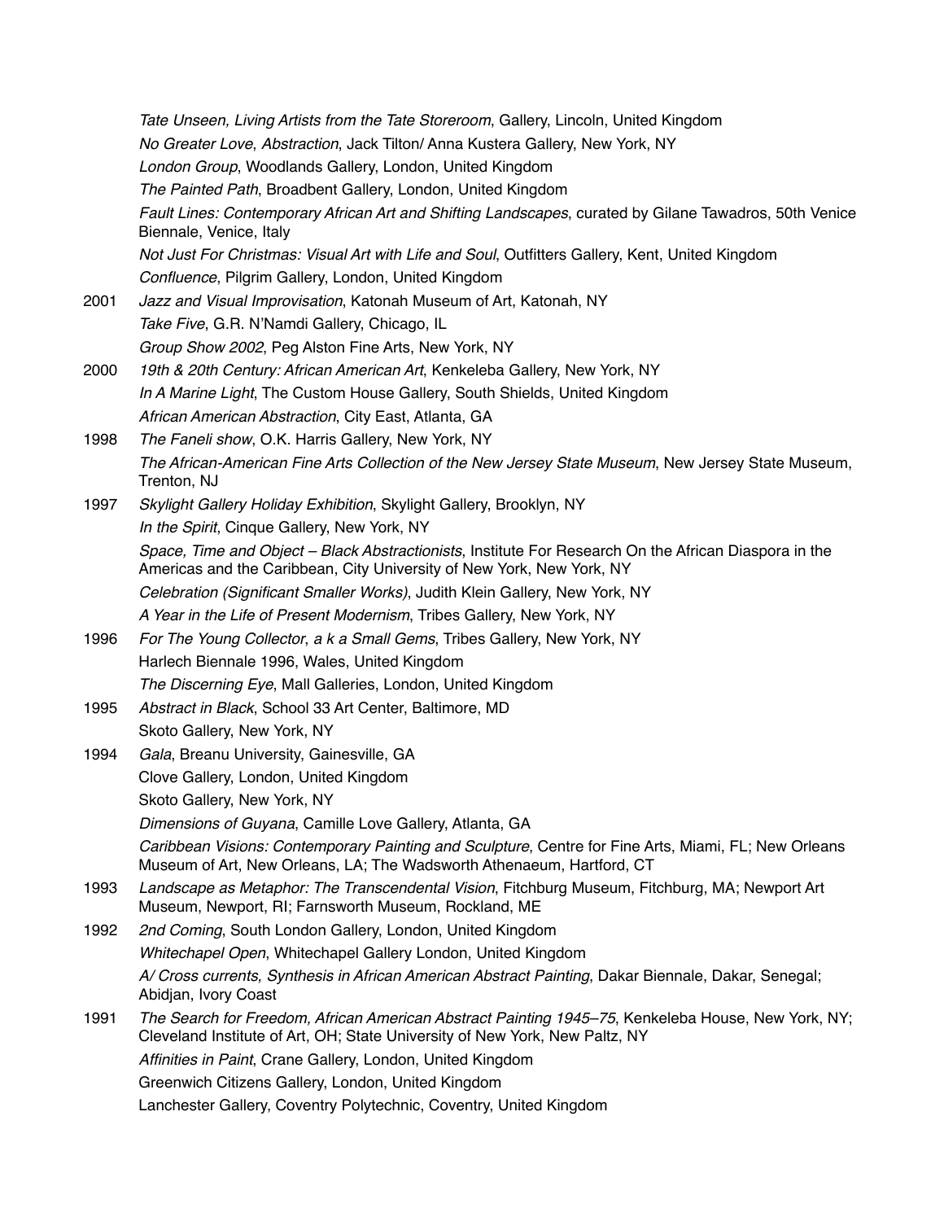*Tate Unseen, Living Artists from the Tate Storeroom*, Gallery, Lincoln, United Kingdom
*No Greater Love*, *Abstraction*, Jack Tilton/ Anna Kustera Gallery, New York, NY
*London Group*, Woodlands Gallery, London, United Kingdom
*The Painted Path*, Broadbent Gallery, London, United Kingdom
*Fault Lines: Contemporary African Art and Shifting Landscapes*, curated by Gilane Tawadros, 50th Venice Biennale, Venice, Italy
*Not Just For Christmas: Visual Art with Life and Soul*, Outfitters Gallery, Kent, United Kingdom
*Confluence*, Pilgrim Gallery, London, United Kingdom

2001 *Jazz and Visual Improvisation*, Katonah Museum of Art, Katonah, NY
*Take Five*, G.R. N'Namdi Gallery, Chicago, IL
*Group Show 2002*, Peg Alston Fine Arts, New York, NY

2000 *19th & 20th Century: African American Art*, Kenkeleba Gallery, New York, NY
*In A Marine Light*, The Custom House Gallery, South Shields, United Kingdom
*African American Abstraction*, City East, Atlanta, GA

1998 *The Faneli show*, O.K. Harris Gallery, New York, NY
*The African-American Fine Arts Collection of the New Jersey State Museum*, New Jersey State Museum, Trenton, NJ

1997 *Skylight Gallery Holiday Exhibition*, Skylight Gallery, Brooklyn, NY
*In the Spirit*, Cinque Gallery, New York, NY
*Space, Time and Object – Black Abstractionists*, Institute For Research On the African Diaspora in the Americas and the Caribbean, City University of New York, New York, NY
*Celebration (Significant Smaller Works)*, Judith Klein Gallery, New York, NY
*A Year in the Life of Present Modernism*, Tribes Gallery, New York, NY

1996 *For The Young Collector*, *a k a Small Gems*, Tribes Gallery, New York, NY
Harlech Biennale 1996, Wales, United Kingdom
*The Discerning Eye*, Mall Galleries, London, United Kingdom

1995 *Abstract in Black*, School 33 Art Center, Baltimore, MD
Skoto Gallery, New York, NY

1994 *Gala*, Breanu University, Gainesville, GA
Clove Gallery, London, United Kingdom
Skoto Gallery, New York, NY
*Dimensions of Guyana*, Camille Love Gallery, Atlanta, GA
*Caribbean Visions: Contemporary Painting and Sculpture*, Centre for Fine Arts, Miami, FL; New Orleans Museum of Art, New Orleans, LA; The Wadsworth Athenaeum, Hartford, CT

1993 *Landscape as Metaphor: The Transcendental Vision*, Fitchburg Museum, Fitchburg, MA; Newport Art Museum, Newport, RI; Farnsworth Museum, Rockland, ME

1992 *2nd Coming*, South London Gallery, London, United Kingdom
*Whitechapel Open*, Whitechapel Gallery London, United Kingdom
*A/ Cross currents, Synthesis in African American Abstract Painting*, Dakar Biennale, Dakar, Senegal; Abidjan, Ivory Coast

1991 *The Search for Freedom, African American Abstract Painting 1945–75*, Kenkeleba House, New York, NY; Cleveland Institute of Art, OH; State University of New York, New Paltz, NY
*Affinities in Paint*, Crane Gallery, London, United Kingdom
Greenwich Citizens Gallery, London, United Kingdom
Lanchester Gallery, Coventry Polytechnic, Coventry, United Kingdom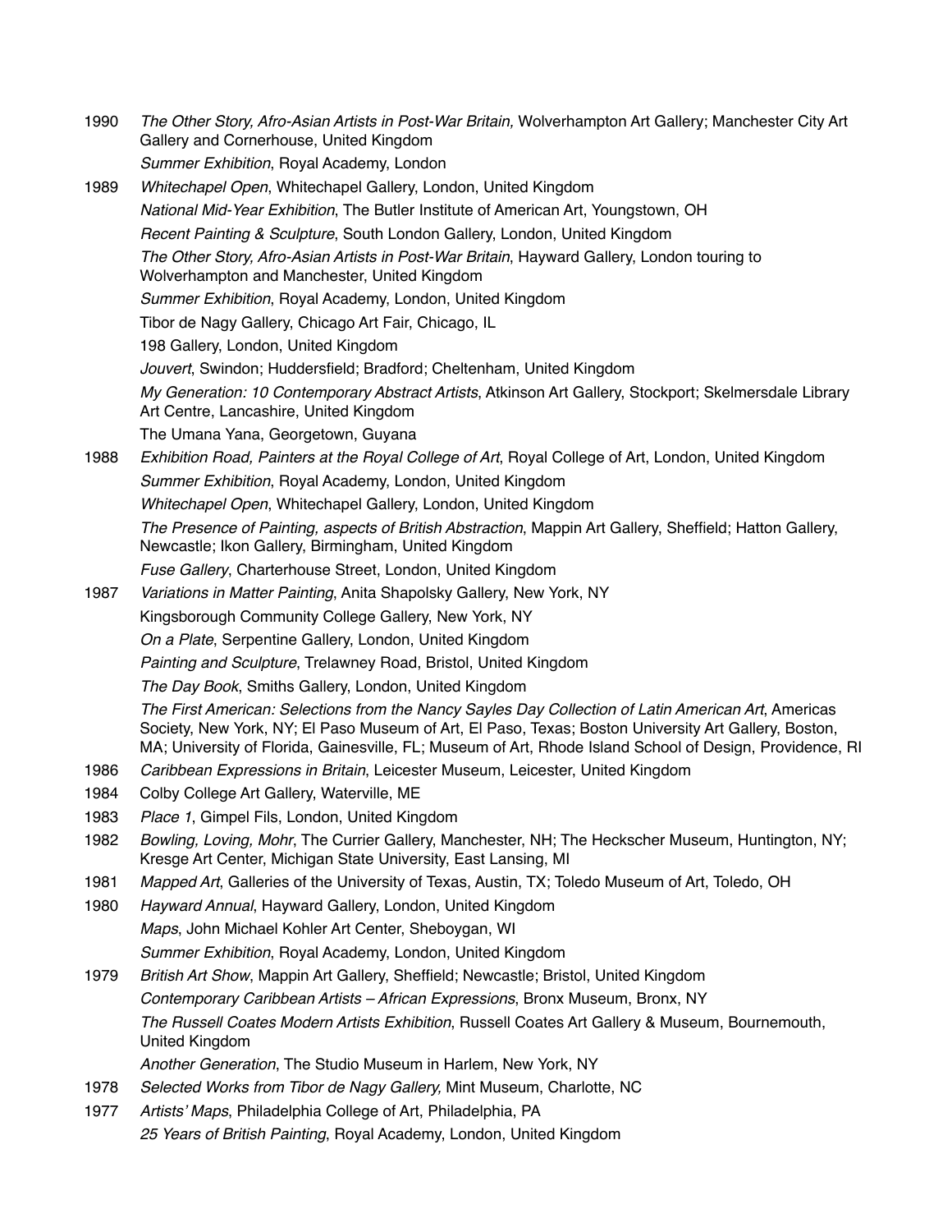1990 *The Other Story, Afro-Asian Artists in Post-War Britain,* Wolverhampton Art Gallery; Manchester City Art Gallery and Cornerhouse, United Kingdom
*Summer Exhibition*, Royal Academy, London

1989 *Whitechapel Open*, Whitechapel Gallery, London, United Kingdom
*National Mid-Year Exhibition*, The Butler Institute of American Art, Youngstown, OH
*Recent Painting & Sculpture*, South London Gallery, London, United Kingdom
*The Other Story, Afro-Asian Artists in Post-War Britain*, Hayward Gallery, London touring to Wolverhampton and Manchester, United Kingdom
*Summer Exhibition*, Royal Academy, London, United Kingdom
Tibor de Nagy Gallery, Chicago Art Fair, Chicago, IL
198 Gallery, London, United Kingdom
*Jouvert*, Swindon; Huddersfield; Bradford; Cheltenham, United Kingdom
*My Generation: 10 Contemporary Abstract Artists*, Atkinson Art Gallery, Stockport; Skelmersdale Library Art Centre, Lancashire, United Kingdom
The Umana Yana, Georgetown, Guyana

1988 *Exhibition Road, Painters at the Royal College of Art*, Royal College of Art, London, United Kingdom
*Summer Exhibition*, Royal Academy, London, United Kingdom
*Whitechapel Open*, Whitechapel Gallery, London, United Kingdom
*The Presence of Painting, aspects of British Abstraction*, Mappin Art Gallery, Sheffield; Hatton Gallery, Newcastle; Ikon Gallery, Birmingham, United Kingdom
*Fuse Gallery*, Charterhouse Street, London, United Kingdom

1987 *Variations in Matter Painting*, Anita Shapolsky Gallery, New York, NY
Kingsborough Community College Gallery, New York, NY
*On a Plate*, Serpentine Gallery, London, United Kingdom
*Painting and Sculpture*, Trelawney Road, Bristol, United Kingdom
*The Day Book*, Smiths Gallery, London, United Kingdom
*The First American: Selections from the Nancy Sayles Day Collection of Latin American Art*, Americas Society, New York, NY; El Paso Museum of Art, El Paso, Texas; Boston University Art Gallery, Boston, MA; University of Florida, Gainesville, FL; Museum of Art, Rhode Island School of Design, Providence, RI

1986 *Caribbean Expressions in Britain*, Leicester Museum, Leicester, United Kingdom

1984 Colby College Art Gallery, Waterville, ME

1983 *Place 1*, Gimpel Fils, London, United Kingdom

1982 *Bowling, Loving, Mohr*, The Currier Gallery, Manchester, NH; The Heckscher Museum, Huntington, NY; Kresge Art Center, Michigan State University, East Lansing, MI

1981 *Mapped Art*, Galleries of the University of Texas, Austin, TX; Toledo Museum of Art, Toledo, OH

1980 *Hayward Annual*, Hayward Gallery, London, United Kingdom
*Maps*, John Michael Kohler Art Center, Sheboygan, WI
*Summer Exhibition*, Royal Academy, London, United Kingdom

1979 *British Art Show*, Mappin Art Gallery, Sheffield; Newcastle; Bristol, United Kingdom
*Contemporary Caribbean Artists – African Expressions*, Bronx Museum, Bronx, NY
*The Russell Coates Modern Artists Exhibition*, Russell Coates Art Gallery & Museum, Bournemouth, United Kingdom
*Another Generation*, The Studio Museum in Harlem, New York, NY

1978 *Selected Works from Tibor de Nagy Gallery,* Mint Museum, Charlotte, NC

1977 *Artists' Maps*, Philadelphia College of Art, Philadelphia, PA
*25 Years of British Painting*, Royal Academy, London, United Kingdom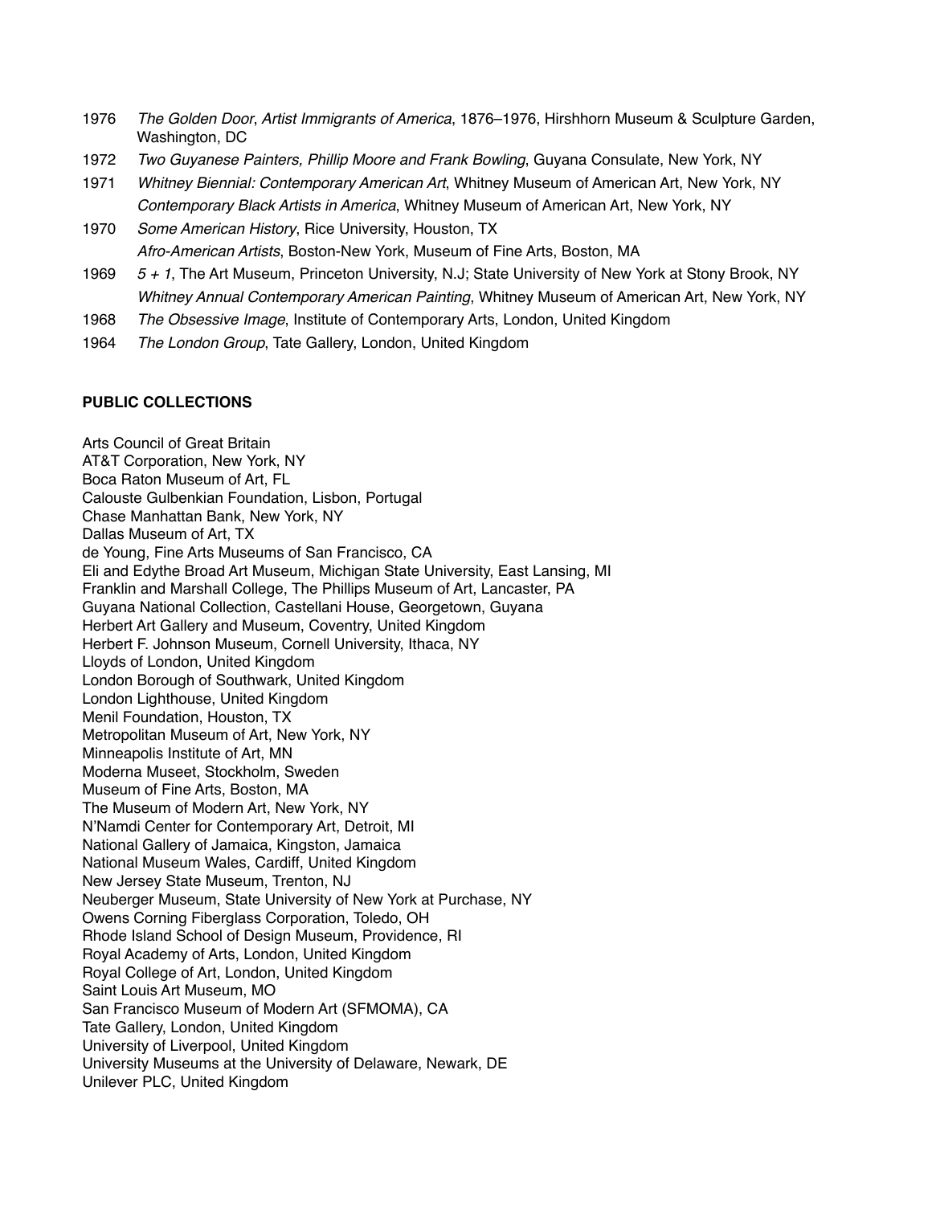1976 *The Golden Door*, *Artist Immigrants of America*, 1876–1976, Hirshhorn Museum & Sculpture Garden, Washington, DC

1972 *Two Guyanese Painters, Phillip Moore and Frank Bowling*, Guyana Consulate, New York, NY

1971 *Whitney Biennial: Contemporary American Art*, Whitney Museum of American Art, New York, NY
*Contemporary Black Artists in America*, Whitney Museum of American Art, New York, NY

1970 *Some American History*, Rice University, Houston, TX
*Afro-American Artists*, Boston-New York, Museum of Fine Arts, Boston, MA

1969 *5 + 1*, The Art Museum, Princeton University, N.J; State University of New York at Stony Brook, NY
*Whitney Annual Contemporary American Painting*, Whitney Museum of American Art, New York, NY

1968 *The Obsessive Image*, Institute of Contemporary Arts, London, United Kingdom

1964 *The London Group*, Tate Gallery, London, United Kingdom

**PUBLIC COLLECTIONS**

Arts Council of Great Britain
AT&T Corporation, New York, NY
Boca Raton Museum of Art, FL
Calouste Gulbenkian Foundation, Lisbon, Portugal
Chase Manhattan Bank, New York, NY
Dallas Museum of Art, TX
de Young, Fine Arts Museums of San Francisco, CA
Eli and Edythe Broad Art Museum, Michigan State University, East Lansing, MI
Franklin and Marshall College, The Phillips Museum of Art, Lancaster, PA
Guyana National Collection, Castellani House, Georgetown, Guyana
Herbert Art Gallery and Museum, Coventry, United Kingdom
Herbert F. Johnson Museum, Cornell University, Ithaca, NY
Lloyds of London, United Kingdom
London Borough of Southwark, United Kingdom
London Lighthouse, United Kingdom
Menil Foundation, Houston, TX
Metropolitan Museum of Art, New York, NY
Minneapolis Institute of Art, MN
Moderna Museet, Stockholm, Sweden
Museum of Fine Arts, Boston, MA
The Museum of Modern Art, New York, NY
N'Namdi Center for Contemporary Art, Detroit, MI
National Gallery of Jamaica, Kingston, Jamaica
National Museum Wales, Cardiff, United Kingdom
New Jersey State Museum, Trenton, NJ
Neuberger Museum, State University of New York at Purchase, NY
Owens Corning Fiberglass Corporation, Toledo, OH
Rhode Island School of Design Museum, Providence, RI
Royal Academy of Arts, London, United Kingdom
Royal College of Art, London, United Kingdom
Saint Louis Art Museum, MO
San Francisco Museum of Modern Art (SFMOMA), CA
Tate Gallery, London, United Kingdom
University of Liverpool, United Kingdom
University Museums at the University of Delaware, Newark, DE
Unilever PLC, United Kingdom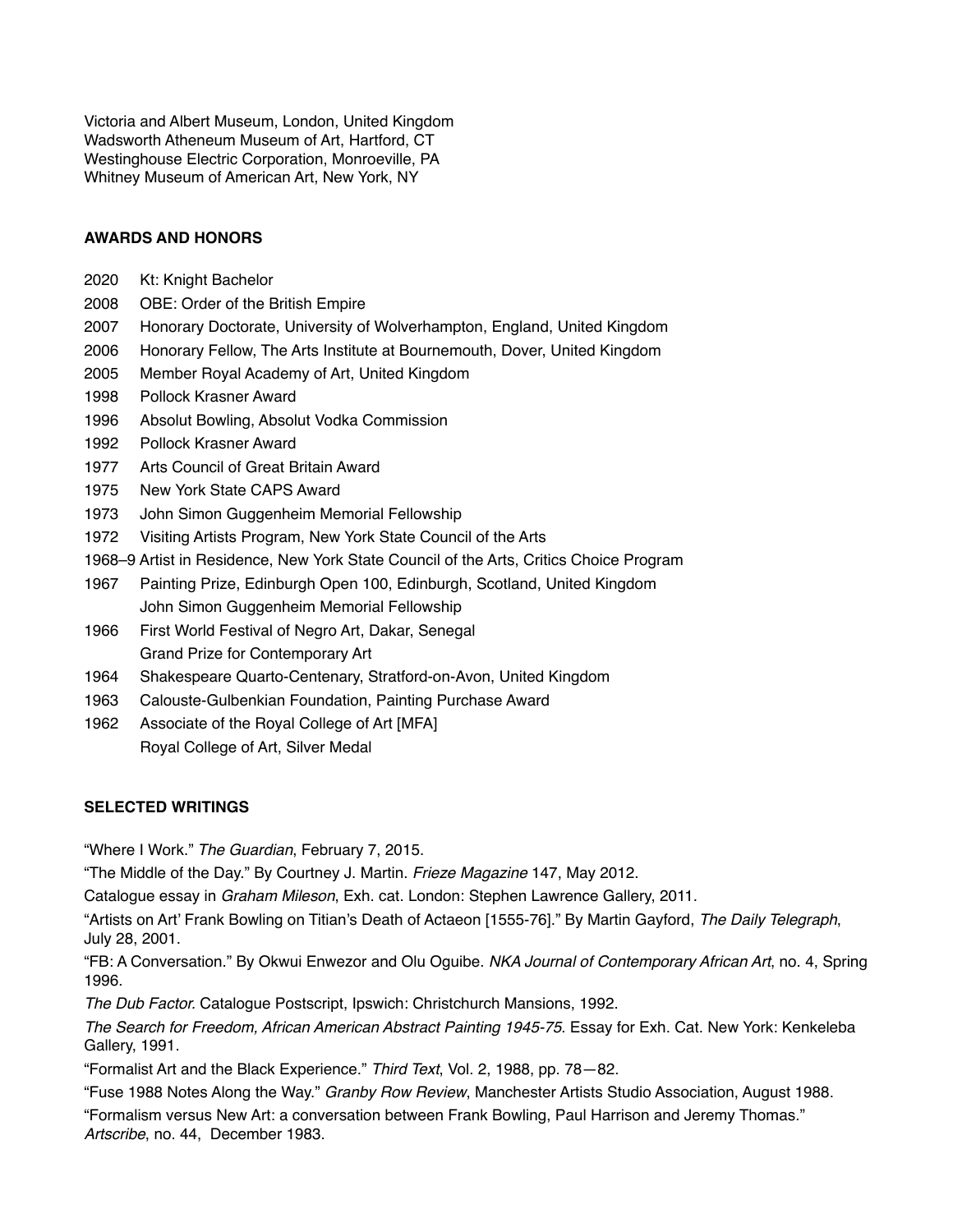Victoria and Albert Museum, London, United Kingdom
Wadsworth Atheneum Museum of Art, Hartford, CT
Westinghouse Electric Corporation, Monroeville, PA
Whitney Museum of American Art, New York, NY

**AWARDS AND HONORS**

2020 Kt: Knight Bachelor
2008 OBE: Order of the British Empire
2007 Honorary Doctorate, University of Wolverhampton, England, United Kingdom
2006 Honorary Fellow, The Arts Institute at Bournemouth, Dover, United Kingdom
2005 Member Royal Academy of Art, United Kingdom
1998 Pollock Krasner Award
1996 Absolut Bowling, Absolut Vodka Commission
1992 Pollock Krasner Award
1977 Arts Council of Great Britain Award
1975 New York State CAPS Award
1973 John Simon Guggenheim Memorial Fellowship
1972 Visiting Artists Program, New York State Council of the Arts
1968–9 Artist in Residence, New York State Council of the Arts, Critics Choice Program
1967 Painting Prize, Edinburgh Open 100, Edinburgh, Scotland, United Kingdom
John Simon Guggenheim Memorial Fellowship
1966 First World Festival of Negro Art, Dakar, Senegal
Grand Prize for Contemporary Art
1964 Shakespeare Quarto-Centenary, Stratford-on-Avon, United Kingdom
1963 Calouste-Gulbenkian Foundation, Painting Purchase Award
1962 Associate of the Royal College of Art [MFA]
Royal College of Art, Silver Medal

**SELECTED WRITINGS**

"Where I Work." *The Guardian*, February 7, 2015.

"The Middle of the Day." By Courtney J. Martin. *Frieze Magazine* 147, May 2012.

Catalogue essay in *Graham Mileson*, Exh. cat. London: Stephen Lawrence Gallery, 2011.

"Artists on Art' Frank Bowling on Titian's Death of Actaeon [1555-76]." By Martin Gayford, *The Daily Telegraph*, July 28, 2001.

"FB: A Conversation." By Okwui Enwezor and Olu Oguibe. *NKA Journal of Contemporary African Art*, no. 4, Spring 1996.

*The Dub Factor.* Catalogue Postscript, Ipswich: Christchurch Mansions, 1992.

*The Search for Freedom, African American Abstract Painting 1945-75*. Essay for Exh. Cat. New York: Kenkeleba Gallery, 1991.

"Formalist Art and the Black Experience." *Third Text*, Vol. 2, 1988, pp. 78—82.

"Fuse 1988 Notes Along the Way." *Granby Row Review*, Manchester Artists Studio Association, August 1988.

"Formalism versus New Art: a conversation between Frank Bowling, Paul Harrison and Jeremy Thomas." *Artscribe*, no. 44, December 1983.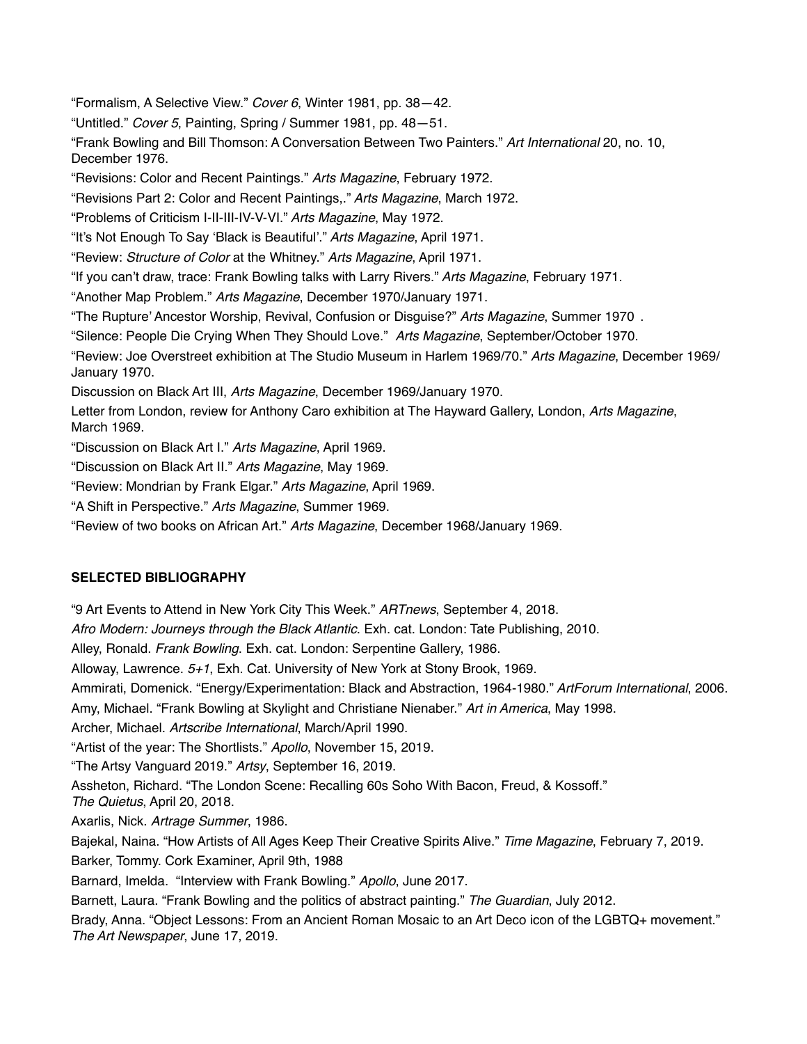"Formalism, A Selective View." *Cover 6*, Winter 1981, pp. 38—42.

"Untitled." *Cover 5*, Painting, Spring / Summer 1981, pp. 48—51.

"Frank Bowling and Bill Thomson: A Conversation Between Two Painters." *Art International* 20, no. 10, December 1976.

"Revisions: Color and Recent Paintings." *Arts Magazine*, February 1972.

"Revisions Part 2: Color and Recent Paintings,." *Arts Magazine*, March 1972.

"Problems of Criticism I-II-III-IV-V-VI." *Arts Magazine*, May 1972.

"It's Not Enough To Say 'Black is Beautiful'." *Arts Magazine*, April 1971.

"Review: *Structure of Color* at the Whitney." *Arts Magazine*, April 1971.

"If you can't draw, trace: Frank Bowling talks with Larry Rivers." *Arts Magazine*, February 1971.

"Another Map Problem." *Arts Magazine*, December 1970/January 1971.

"The Rupture' Ancestor Worship, Revival, Confusion or Disguise?" *Arts Magazine*, Summer 1970 .

"Silence: People Die Crying When They Should Love." *Arts Magazine*, September/October 1970.

"Review: Joe Overstreet exhibition at The Studio Museum in Harlem 1969/70." *Arts Magazine*, December 1969/ January 1970.

Discussion on Black Art III, *Arts Magazine*, December 1969/January 1970.

Letter from London, review for Anthony Caro exhibition at The Hayward Gallery, London, *Arts Magazine*, March 1969.

"Discussion on Black Art I." *Arts Magazine*, April 1969.

"Discussion on Black Art II." *Arts Magazine*, May 1969.

"Review: Mondrian by Frank Elgar." *Arts Magazine*, April 1969.

"A Shift in Perspective." *Arts Magazine*, Summer 1969.

"Review of two books on African Art." *Arts Magazine*, December 1968/January 1969.

**SELECTED BIBLIOGRAPHY**

"9 Art Events to Attend in New York City This Week." *ARTnews*, September 4, 2018.

*Afro Modern: Journeys through the Black Atlantic*. Exh. cat. London: Tate Publishing, 2010.

Alley, Ronald. *Frank Bowling*. Exh. cat. London: Serpentine Gallery, 1986.

Alloway, Lawrence. *5+1*, Exh. Cat. University of New York at Stony Brook, 1969.

Ammirati, Domenick. "Energy/Experimentation: Black and Abstraction, 1964-1980." *ArtForum International*, 2006.

Amy, Michael. "Frank Bowling at Skylight and Christiane Nienaber." *Art in America*, May 1998.

Archer, Michael. *Artscribe International*, March/April 1990.

"Artist of the year: The Shortlists." *Apollo*, November 15, 2019.

"The Artsy Vanguard 2019." *Artsy*, September 16, 2019.

Assheton, Richard. "The London Scene: Recalling 60s Soho With Bacon, Freud, & Kossoff." *The Quietus*, April 20, 2018.

Axarlis, Nick. *Artrage Summer*, 1986.

Bajekal, Naina. "How Artists of All Ages Keep Their Creative Spirits Alive." *Time Magazine*, February 7, 2019.

Barker, Tommy. Cork Examiner, April 9th, 1988

Barnard, Imelda. "Interview with Frank Bowling." *Apollo*, June 2017.

Barnett, Laura. "Frank Bowling and the politics of abstract painting." *The Guardian*, July 2012.

Brady, Anna. "Object Lessons: From an Ancient Roman Mosaic to an Art Deco icon of the LGBTQ+ movement." *The Art Newspaper*, June 17, 2019.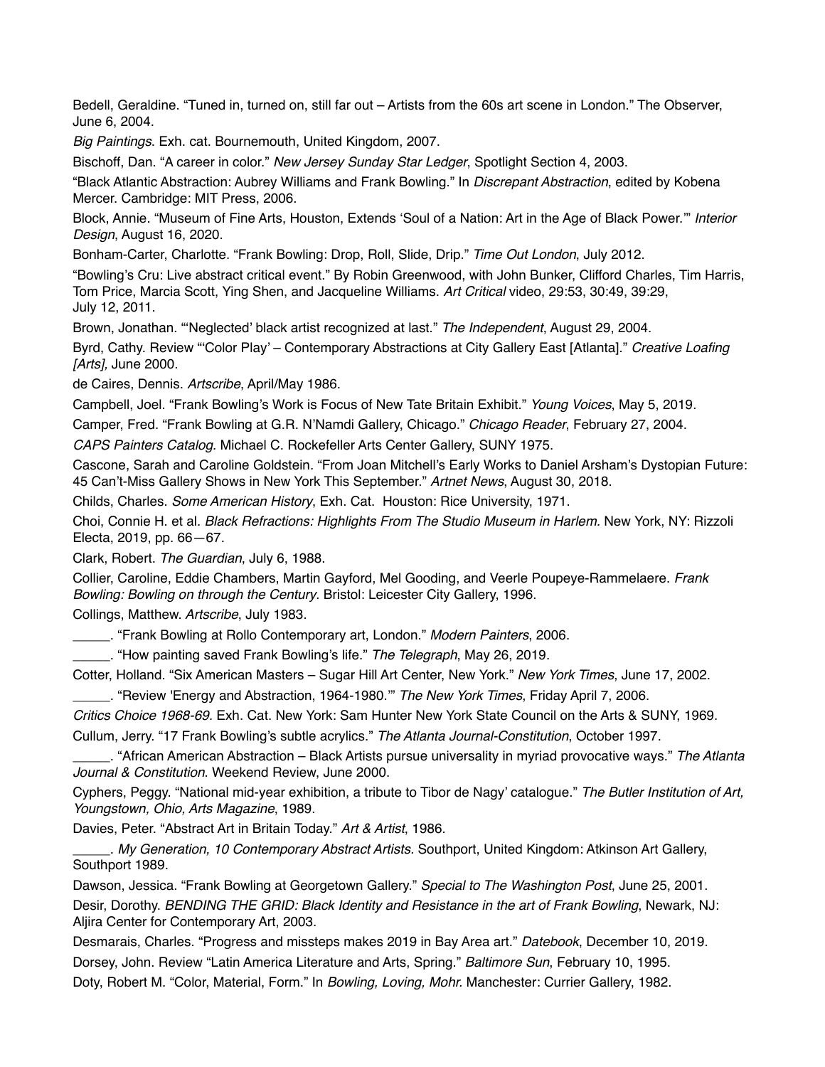Bedell, Geraldine. "Tuned in, turned on, still far out – Artists from the 60s art scene in London." The Observer, June 6, 2004.

*Big Paintings*. Exh. cat. Bournemouth, United Kingdom, 2007.

Bischoff, Dan. "A career in color." *New Jersey Sunday Star Ledger*, Spotlight Section 4, 2003.

"Black Atlantic Abstraction: Aubrey Williams and Frank Bowling." In *Discrepant Abstraction*, edited by Kobena Mercer. Cambridge: MIT Press, 2006.

Block, Annie. "Museum of Fine Arts, Houston, Extends 'Soul of a Nation: Art in the Age of Black Power.'" *Interior Design*, August 16, 2020.

Bonham-Carter, Charlotte. "Frank Bowling: Drop, Roll, Slide, Drip." *Time Out London*, July 2012.

"Bowling's Cru: Live abstract critical event." By Robin Greenwood, with John Bunker, Clifford Charles, Tim Harris, Tom Price, Marcia Scott, Ying Shen, and Jacqueline Williams. *Art Critical* video, 29:53, 30:49, 39:29, July 12, 2011.

Brown, Jonathan. "'Neglected' black artist recognized at last." *The Independent*, August 29, 2004.

Byrd, Cathy. Review "'Color Play' – Contemporary Abstractions at City Gallery East [Atlanta]." *Creative Loafing [Arts],* June 2000.

de Caires, Dennis. *Artscribe*, April/May 1986.

Campbell, Joel. "Frank Bowling's Work is Focus of New Tate Britain Exhibit." *Young Voices*, May 5, 2019.

Camper, Fred. "Frank Bowling at G.R. N'Namdi Gallery, Chicago." *Chicago Reader*, February 27, 2004.

*CAPS Painters Catalog*. Michael C. Rockefeller Arts Center Gallery, SUNY 1975.

Cascone, Sarah and Caroline Goldstein. "From Joan Mitchell's Early Works to Daniel Arsham's Dystopian Future: 45 Can't-Miss Gallery Shows in New York This September." *Artnet News*, August 30, 2018.

Childs, Charles. *Some American History*, Exh. Cat. Houston: Rice University, 1971.

Choi, Connie H. et al. *Black Refractions: Highlights From The Studio Museum in Harlem.* New York, NY: Rizzoli Electa, 2019, pp. 66—67.

Clark, Robert. *The Guardian*, July 6, 1988.

Collier, Caroline, Eddie Chambers, Martin Gayford, Mel Gooding, and Veerle Poupeye-Rammelaere. *Frank Bowling: Bowling on through the Century*. Bristol: Leicester City Gallery, 1996.

Collings, Matthew. *Artscribe*, July 1983.

_____. "Frank Bowling at Rollo Contemporary art, London." *Modern Painters*, 2006.

_____. "How painting saved Frank Bowling's life." *The Telegraph*, May 26, 2019.

Cotter, Holland. "Six American Masters – Sugar Hill Art Center, New York." *New York Times*, June 17, 2002.

_____. "Review 'Energy and Abstraction, 1964-1980.'" *The New York Times*, Friday April 7, 2006.

*Critics Choice 1968-69.* Exh. Cat. New York: Sam Hunter New York State Council on the Arts & SUNY, 1969.

Cullum, Jerry. "17 Frank Bowling's subtle acrylics." *The Atlanta Journal-Constitution*, October 1997.

_____. "African American Abstraction – Black Artists pursue universality in myriad provocative ways." *The Atlanta Journal & Constitution*. Weekend Review, June 2000.

Cyphers, Peggy. "National mid-year exhibition, a tribute to Tibor de Nagy' catalogue." *The Butler Institution of Art, Youngstown, Ohio, Arts Magazine*, 1989.

Davies, Peter. "Abstract Art in Britain Today." *Art & Artist*, 1986.

_____. *My Generation, 10 Contemporary Abstract Artists.* Southport, United Kingdom: Atkinson Art Gallery, Southport 1989.

Dawson, Jessica. "Frank Bowling at Georgetown Gallery." *Special to The Washington Post*, June 25, 2001.

Desir, Dorothy. *BENDING THE GRID: Black Identity and Resistance in the art of Frank Bowling*, Newark, NJ: Aljira Center for Contemporary Art, 2003.

Desmarais, Charles. "Progress and missteps makes 2019 in Bay Area art." *Datebook*, December 10, 2019.

Dorsey, John. Review "Latin America Literature and Arts, Spring." *Baltimore Sun*, February 10, 1995.

Doty, Robert M. "Color, Material, Form." In *Bowling, Loving, Mohr.* Manchester: Currier Gallery, 1982.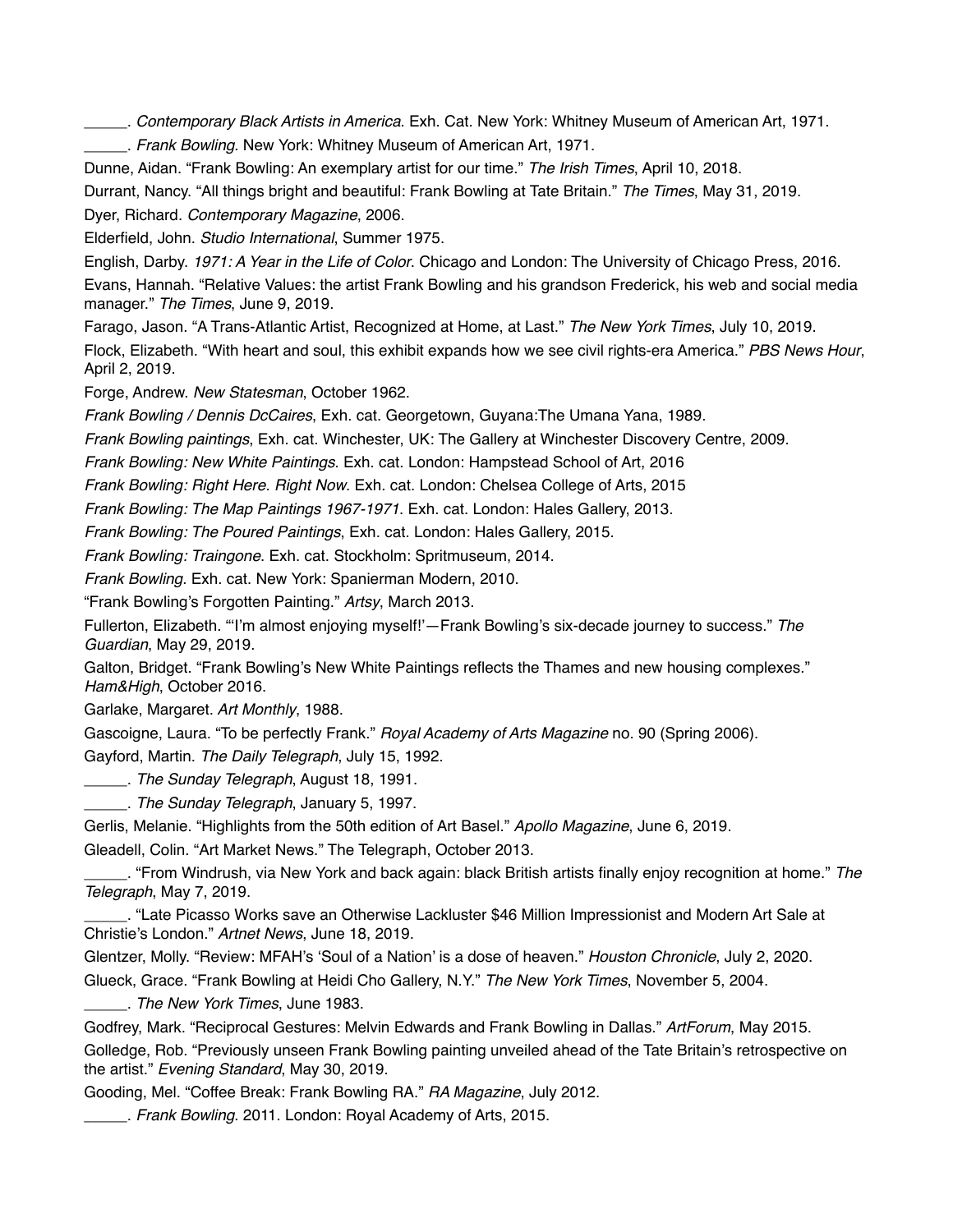_____. *Contemporary Black Artists in America*. Exh. Cat. New York: Whitney Museum of American Art, 1971.

_____. *Frank Bowling*. New York: Whitney Museum of American Art, 1971.

Dunne, Aidan. "Frank Bowling: An exemplary artist for our time." *The Irish Times*, April 10, 2018.

Durrant, Nancy. "All things bright and beautiful: Frank Bowling at Tate Britain." *The Times*, May 31, 2019.

Dyer, Richard. *Contemporary Magazine*, 2006.

Elderfield, John. *Studio International*, Summer 1975.

English, Darby. *1971: A Year in the Life of Color*. Chicago and London: The University of Chicago Press, 2016.

Evans, Hannah. "Relative Values: the artist Frank Bowling and his grandson Frederick, his web and social media manager." *The Times*, June 9, 2019.

Farago, Jason. "A Trans-Atlantic Artist, Recognized at Home, at Last." *The New York Times*, July 10, 2019.

Flock, Elizabeth. "With heart and soul, this exhibit expands how we see civil rights-era America." *PBS News Hour*, April 2, 2019.

Forge, Andrew. *New Statesman*, October 1962.

*Frank Bowling / Dennis DcCaires*, Exh. cat. Georgetown, Guyana:The Umana Yana, 1989.

*Frank Bowling paintings*, Exh. cat. Winchester, UK: The Gallery at Winchester Discovery Centre, 2009.

*Frank Bowling: New White Paintings*. Exh. cat. London: Hampstead School of Art, 2016

*Frank Bowling: Right Here. Right Now*. Exh. cat. London: Chelsea College of Arts, 2015

*Frank Bowling: The Map Paintings 1967-1971*. Exh. cat. London: Hales Gallery, 2013.

*Frank Bowling: The Poured Paintings*, Exh. cat. London: Hales Gallery, 2015.

*Frank Bowling: Traingone*. Exh. cat. Stockholm: Spritmuseum, 2014.

*Frank Bowling*. Exh. cat. New York: Spanierman Modern, 2010.

"Frank Bowling's Forgotten Painting." *Artsy*, March 2013.

Fullerton, Elizabeth. "'I'm almost enjoying myself!'—Frank Bowling's six-decade journey to success." *The Guardian*, May 29, 2019.

Galton, Bridget. "Frank Bowling's New White Paintings reflects the Thames and new housing complexes." *Ham&High*, October 2016.

Garlake, Margaret. *Art Monthly*, 1988.

Gascoigne, Laura. "To be perfectly Frank." *Royal Academy of Arts Magazine* no. 90 (Spring 2006).

Gayford, Martin. *The Daily Telegraph*, July 15, 1992.

_____. *The Sunday Telegraph*, August 18, 1991.

_____. *The Sunday Telegraph*, January 5, 1997.

Gerlis, Melanie. "Highlights from the 50th edition of Art Basel." *Apollo Magazine*, June 6, 2019.

Gleadell, Colin. "Art Market News." The Telegraph, October 2013.

_____. "From Windrush, via New York and back again: black British artists finally enjoy recognition at home." *The Telegraph*, May 7, 2019.

_____. "Late Picasso Works save an Otherwise Lackluster $46 Million Impressionist and Modern Art Sale at Christie's London." *Artnet News*, June 18, 2019.

Glentzer, Molly. "Review: MFAH's 'Soul of a Nation' is a dose of heaven." *Houston Chronicle*, July 2, 2020.

Glueck, Grace. "Frank Bowling at Heidi Cho Gallery, N.Y." *The New York Times*, November 5, 2004.

_____. *The New York Times*, June 1983.

Godfrey, Mark. "Reciprocal Gestures: Melvin Edwards and Frank Bowling in Dallas." *ArtForum*, May 2015.

Golledge, Rob. "Previously unseen Frank Bowling painting unveiled ahead of the Tate Britain's retrospective on the artist." *Evening Standard*, May 30, 2019.

Gooding, Mel. "Coffee Break: Frank Bowling RA." *RA Magazine*, July 2012.

_____. *Frank Bowling*. 2011. London: Royal Academy of Arts, 2015.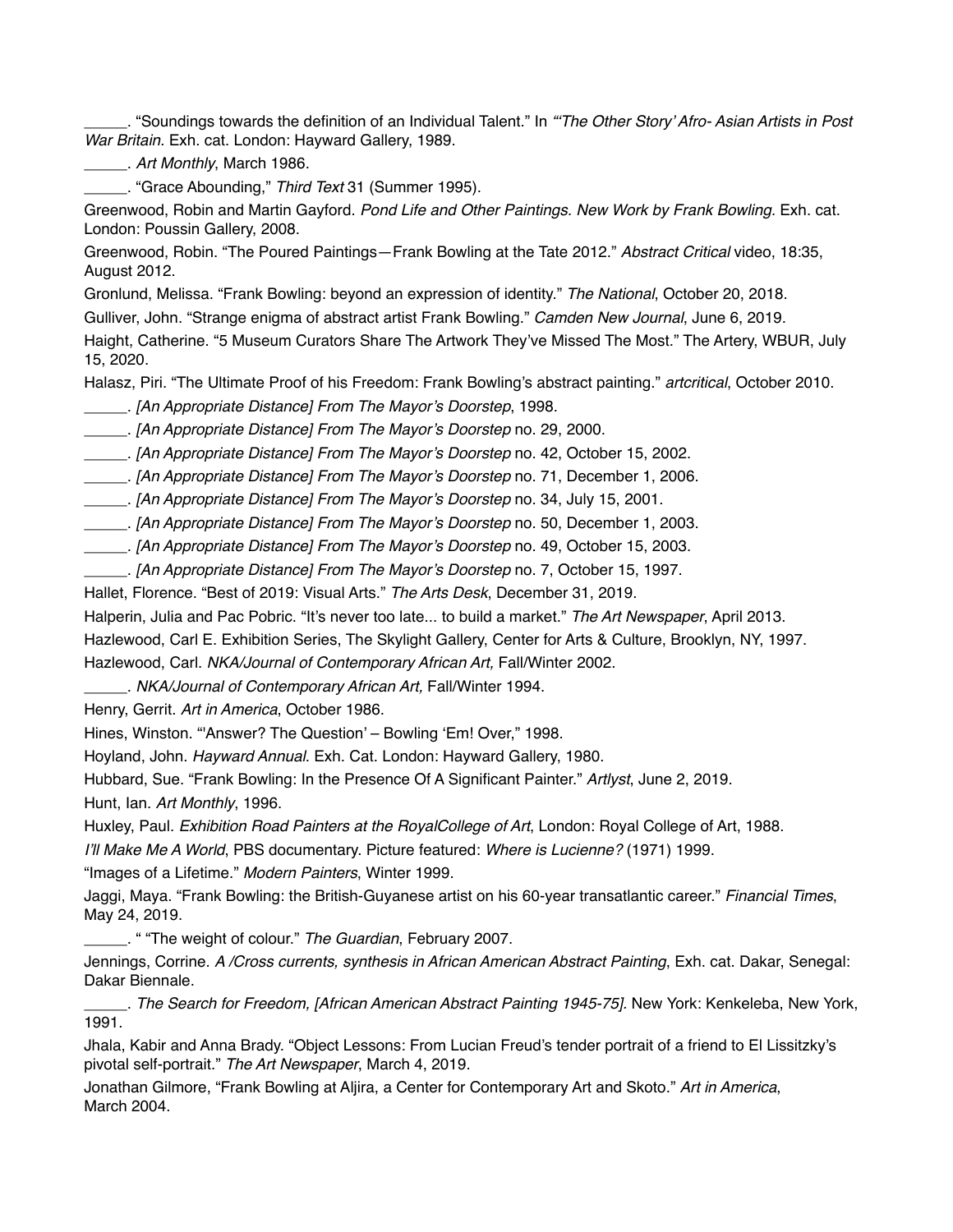_____. “Soundings towards the definition of an Individual Talent.” In *“'The Other Story' Afro- Asian Artists in Post War Britain.* Exh. cat. London: Hayward Gallery, 1989.

_____. *Art Monthly*, March 1986.

_____. “Grace Abounding,” *Third Text* 31 (Summer 1995).

Greenwood, Robin and Martin Gayford. *Pond Life and Other Paintings. New Work by Frank Bowling*. Exh. cat. London: Poussin Gallery, 2008.

Greenwood, Robin. “The Poured Paintings—Frank Bowling at the Tate 2012.” *Abstract Critical* video, 18:35, August 2012.

Gronlund, Melissa. “Frank Bowling: beyond an expression of identity.” *The National*, October 20, 2018.

Gulliver, John. “Strange enigma of abstract artist Frank Bowling.” *Camden New Journal*, June 6, 2019.

Haight, Catherine. “5 Museum Curators Share The Artwork They've Missed The Most.” The Artery, WBUR, July 15, 2020.

Halasz, Piri. “The Ultimate Proof of his Freedom: Frank Bowling's abstract painting.” *artcritical*, October 2010.

_____. *[An Appropriate Distance] From The Mayor's Doorstep*, 1998.

_____. *[An Appropriate Distance] From The Mayor's Doorstep* no. 29, 2000.

_____. *[An Appropriate Distance] From The Mayor's Doorstep* no. 42, October 15, 2002.

_____. *[An Appropriate Distance] From The Mayor's Doorstep* no. 71, December 1, 2006.

_____. *[An Appropriate Distance] From The Mayor's Doorstep* no. 34, July 15, 2001.

_____. *[An Appropriate Distance] From The Mayor's Doorstep* no. 50, December 1, 2003.

_____. *[An Appropriate Distance] From The Mayor's Doorstep* no. 49, October 15, 2003.

_____. *[An Appropriate Distance] From The Mayor's Doorstep* no. 7, October 15, 1997.

Hallet, Florence. “Best of 2019: Visual Arts.” *The Arts Desk*, December 31, 2019.

Halperin, Julia and Pac Pobric. “It's never too late... to build a market.” *The Art Newspaper*, April 2013.

Hazlewood, Carl E. Exhibition Series, The Skylight Gallery, Center for Arts & Culture, Brooklyn, NY, 1997.

Hazlewood, Carl. *NKA/Journal of Contemporary African Art,* Fall/Winter 2002.

_____. *NKA/Journal of Contemporary African Art,* Fall/Winter 1994.

Henry, Gerrit. *Art in America*, October 1986.

Hines, Winston. “'Answer? The Question' – Bowling 'Em! Over,” 1998.

Hoyland, John. *Hayward Annual*. Exh. Cat. London: Hayward Gallery, 1980.

Hubbard, Sue. “Frank Bowling: In the Presence Of A Significant Painter.” *Artlyst*, June 2, 2019.

Hunt, Ian. *Art Monthly*, 1996.

Huxley, Paul. *Exhibition Road Painters at the RoyalCollege of Art*, London: Royal College of Art, 1988.

*I'll Make Me A World*, PBS documentary. Picture featured: *Where is Lucienne?* (1971) 1999.

“Images of a Lifetime.” *Modern Painters*, Winter 1999.

Jaggi, Maya. “Frank Bowling: the British-Guyanese artist on his 60-year transatlantic career.” *Financial Times*, May 24, 2019.

_____. “ “The weight of colour.” *The Guardian*, February 2007.

Jennings, Corrine. *A /Cross currents, synthesis in African American Abstract Painting*, Exh. cat. Dakar, Senegal: Dakar Biennale.

_____. *The Search for Freedom, [African American Abstract Painting 1945-75]*. New York: Kenkeleba, New York, 1991.

Jhala, Kabir and Anna Brady. “Object Lessons: From Lucian Freud's tender portrait of a friend to El Lissitzky's pivotal self-portrait.” *The Art Newspaper*, March 4, 2019.

Jonathan Gilmore, “Frank Bowling at Aljira, a Center for Contemporary Art and Skoto.” *Art in America*, March 2004.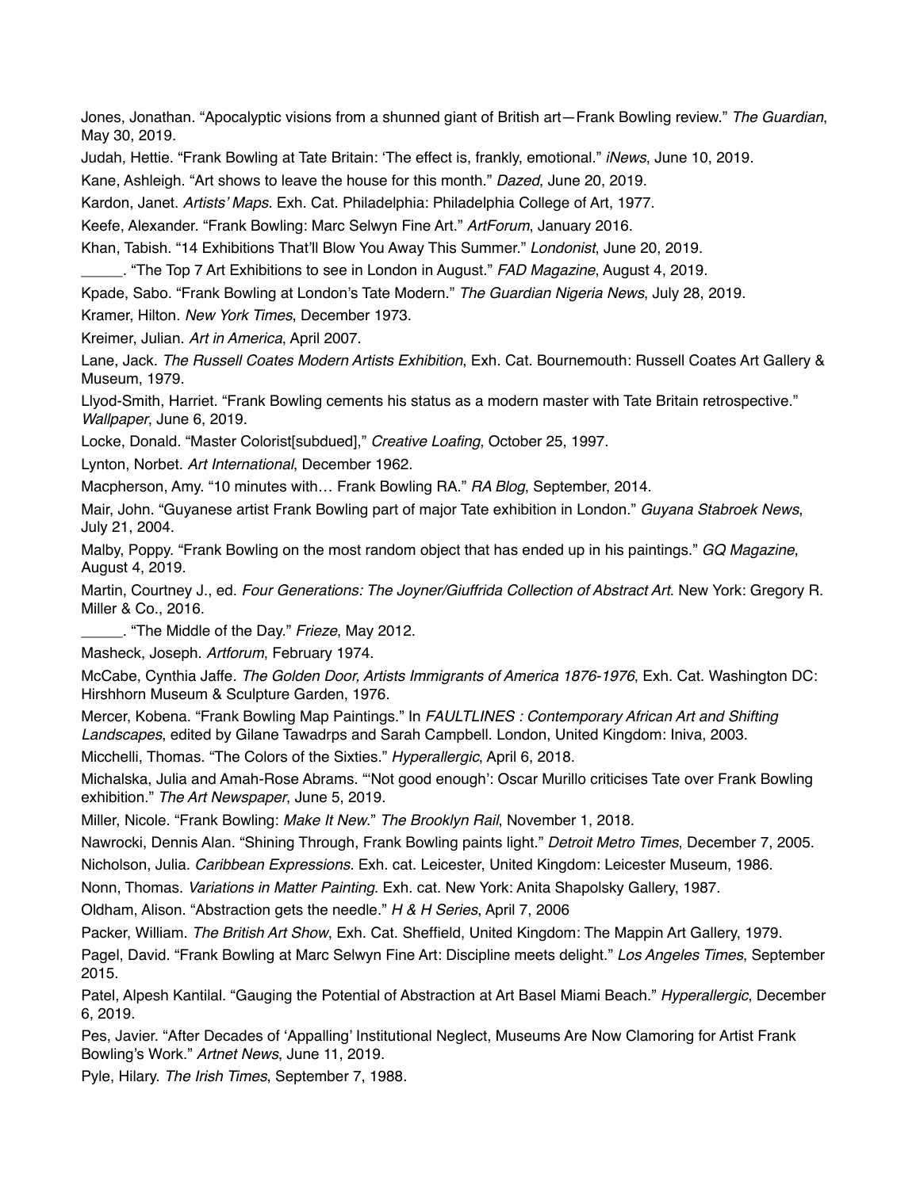Jones, Jonathan. "Apocalyptic visions from a shunned giant of British art—Frank Bowling review." *The Guardian*, May 30, 2019.

Judah, Hettie. "Frank Bowling at Tate Britain: 'The effect is, frankly, emotional." *iNews*, June 10, 2019.

Kane, Ashleigh. "Art shows to leave the house for this month." *Dazed*, June 20, 2019.

Kardon, Janet. *Artists' Maps*. Exh. Cat. Philadelphia: Philadelphia College of Art, 1977.

Keefe, Alexander. "Frank Bowling: Marc Selwyn Fine Art." *ArtForum*, January 2016.

Khan, Tabish. "14 Exhibitions That'll Blow You Away This Summer." *Londonist*, June 20, 2019.

_____. "The Top 7 Art Exhibitions to see in London in August." *FAD Magazine*, August 4, 2019.

Kpade, Sabo. "Frank Bowling at London's Tate Modern." *The Guardian Nigeria News*, July 28, 2019.

Kramer, Hilton. *New York Times*, December 1973.

Kreimer, Julian. *Art in America*, April 2007.

Lane, Jack. *The Russell Coates Modern Artists Exhibition*, Exh. Cat. Bournemouth: Russell Coates Art Gallery & Museum, 1979.

Llyod-Smith, Harriet. "Frank Bowling cements his status as a modern master with Tate Britain retrospective." *Wallpaper*, June 6, 2019.

Locke, Donald. "Master Colorist[subdued]," *Creative Loafing*, October 25, 1997.

Lynton, Norbet. *Art International*, December 1962.

Macpherson, Amy. "10 minutes with… Frank Bowling RA." *RA Blog*, September, 2014.

Mair, John. "Guyanese artist Frank Bowling part of major Tate exhibition in London." *Guyana Stabroek News*, July 21, 2004.

Malby, Poppy. "Frank Bowling on the most random object that has ended up in his paintings." *GQ Magazine*, August 4, 2019.

Martin, Courtney J., ed. *Four Generations: The Joyner/Giuffrida Collection of Abstract Art*. New York: Gregory R. Miller & Co., 2016.

_____. "The Middle of the Day." *Frieze*, May 2012.

Masheck, Joseph. *Artforum*, February 1974.

McCabe, Cynthia Jaffe. *The Golden Door, Artists Immigrants of America 1876-1976*, Exh. Cat. Washington DC: Hirshhorn Museum & Sculpture Garden, 1976.

Mercer, Kobena. "Frank Bowling Map Paintings." In *FAULTLINES : Contemporary African Art and Shifting Landscapes*, edited by Gilane Tawadrps and Sarah Campbell. London, United Kingdom: Iniva, 2003.

Micchelli, Thomas. "The Colors of the Sixties." *Hyperallergic*, April 6, 2018.

Michalska, Julia and Amah-Rose Abrams. "'Not good enough': Oscar Murillo criticises Tate over Frank Bowling exhibition." *The Art Newspaper*, June 5, 2019.

Miller, Nicole. "Frank Bowling: *Make It New*." *The Brooklyn Rail*, November 1, 2018.

Nawrocki, Dennis Alan. "Shining Through, Frank Bowling paints light." *Detroit Metro Times*, December 7, 2005.

Nicholson, Julia. *Caribbean Expressions*. Exh. cat. Leicester, United Kingdom: Leicester Museum, 1986.

Nonn, Thomas. *Variations in Matter Painting*. Exh. cat. New York: Anita Shapolsky Gallery, 1987.

Oldham, Alison. "Abstraction gets the needle." *H & H Series*, April 7, 2006

Packer, William. *The British Art Show*, Exh. Cat. Sheffield, United Kingdom: The Mappin Art Gallery, 1979.

Pagel, David. "Frank Bowling at Marc Selwyn Fine Art: Discipline meets delight." *Los Angeles Times*, September 2015.

Patel, Alpesh Kantilal. "Gauging the Potential of Abstraction at Art Basel Miami Beach." *Hyperallergic*, December 6, 2019.

Pes, Javier. "After Decades of 'Appalling' Institutional Neglect, Museums Are Now Clamoring for Artist Frank Bowling's Work." *Artnet News*, June 11, 2019.

Pyle, Hilary. *The Irish Times*, September 7, 1988.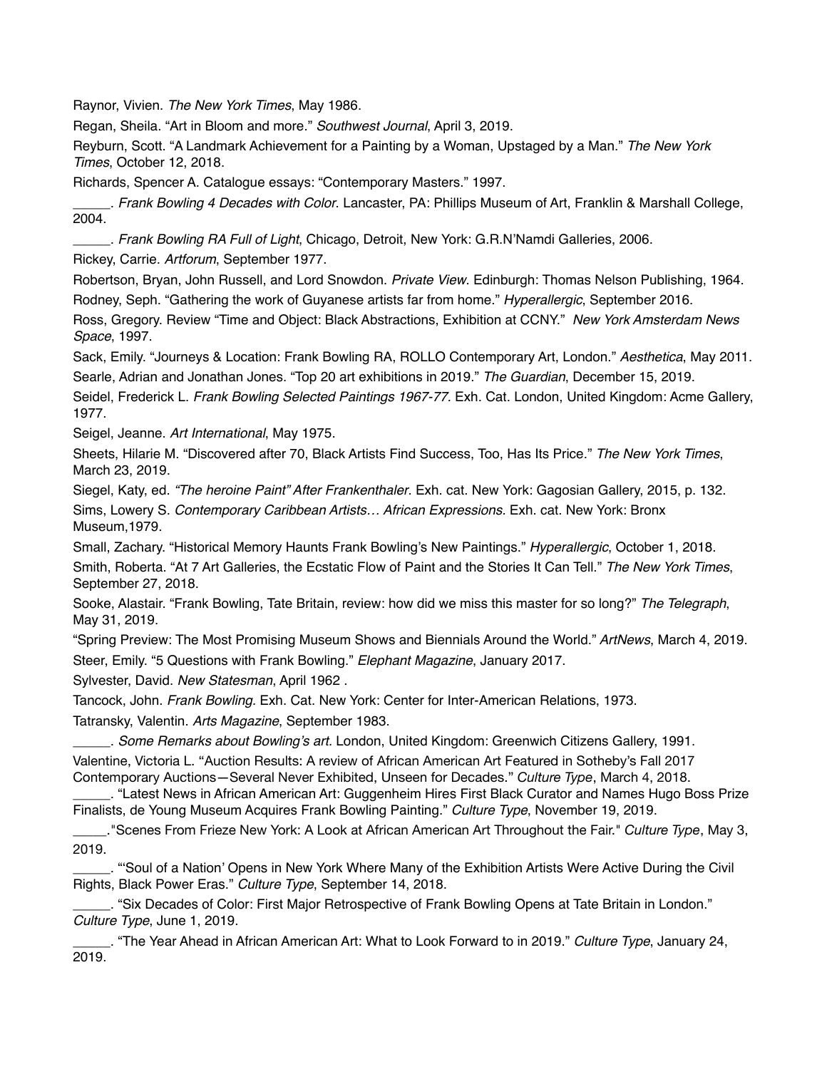Raynor, Vivien. *The New York Times*, May 1986.

Regan, Sheila. "Art in Bloom and more." *Southwest Journal*, April 3, 2019.

Reyburn, Scott. "A Landmark Achievement for a Painting by a Woman, Upstaged by a Man." *The New York Times*, October 12, 2018.

Richards, Spencer A. Catalogue essays: "Contemporary Masters." 1997.

_____. *Frank Bowling 4 Decades with Color*. Lancaster, PA: Phillips Museum of Art, Franklin & Marshall College, 2004.

_____. *Frank Bowling RA Full of Light*, Chicago, Detroit, New York: G.R.N'Namdi Galleries, 2006.

Rickey, Carrie. *Artforum*, September 1977.

Robertson, Bryan, John Russell, and Lord Snowdon. *Private View*. Edinburgh: Thomas Nelson Publishing, 1964.

Rodney, Seph. "Gathering the work of Guyanese artists far from home." *Hyperallergic*, September 2016.

Ross, Gregory. Review "Time and Object: Black Abstractions, Exhibition at CCNY." *New York Amsterdam News Space*, 1997.

Sack, Emily. "Journeys & Location: Frank Bowling RA, ROLLO Contemporary Art, London." *Aesthetica*, May 2011.

Searle, Adrian and Jonathan Jones. "Top 20 art exhibitions in 2019." *The Guardian*, December 15, 2019.

Seidel, Frederick L. *Frank Bowling Selected Paintings 1967-77*. Exh. Cat. London, United Kingdom: Acme Gallery, 1977.

Seigel, Jeanne. *Art International*, May 1975.

Sheets, Hilarie M. "Discovered after 70, Black Artists Find Success, Too, Has Its Price." *The New York Times*, March 23, 2019.

Siegel, Katy, ed. *"The heroine Paint" After Frankenthaler*. Exh. cat. New York: Gagosian Gallery, 2015, p. 132.

Sims, Lowery S. *Contemporary Caribbean Artists… African Expressions*. Exh. cat. New York: Bronx Museum,1979.

Small, Zachary. "Historical Memory Haunts Frank Bowling's New Paintings." *Hyperallergic*, October 1, 2018.

Smith, Roberta. "At 7 Art Galleries, the Ecstatic Flow of Paint and the Stories It Can Tell." *The New York Times*, September 27, 2018.

Sooke, Alastair. "Frank Bowling, Tate Britain, review: how did we miss this master for so long?" *The Telegraph*, May 31, 2019.

"Spring Preview: The Most Promising Museum Shows and Biennials Around the World." *ArtNews*, March 4, 2019.

Steer, Emily. "5 Questions with Frank Bowling." *Elephant Magazine*, January 2017.

Sylvester, David. *New Statesman*, April 1962 .

Tancock, John. *Frank Bowling*. Exh. Cat. New York: Center for Inter-American Relations, 1973.

Tatransky, Valentin. *Arts Magazine*, September 1983.

_____. *Some Remarks about Bowling's art*. London, United Kingdom: Greenwich Citizens Gallery, 1991.

Valentine, Victoria L. "Auction Results: A review of African American Art Featured in Sotheby's Fall 2017 Contemporary Auctions—Several Never Exhibited, Unseen for Decades." *Culture Type*, March 4, 2018.

_____. "Latest News in African American Art: Guggenheim Hires First Black Curator and Names Hugo Boss Prize Finalists, de Young Museum Acquires Frank Bowling Painting." *Culture Type*, November 19, 2019.

_____."Scenes From Frieze New York: A Look at African American Art Throughout the Fair." *Culture Type*, May 3, 2019.

_____. "'Soul of a Nation' Opens in New York Where Many of the Exhibition Artists Were Active During the Civil Rights, Black Power Eras." *Culture Type*, September 14, 2018.

_____. "Six Decades of Color: First Major Retrospective of Frank Bowling Opens at Tate Britain in London." *Culture Type*, June 1, 2019.

_____. "The Year Ahead in African American Art: What to Look Forward to in 2019." *Culture Type*, January 24, 2019.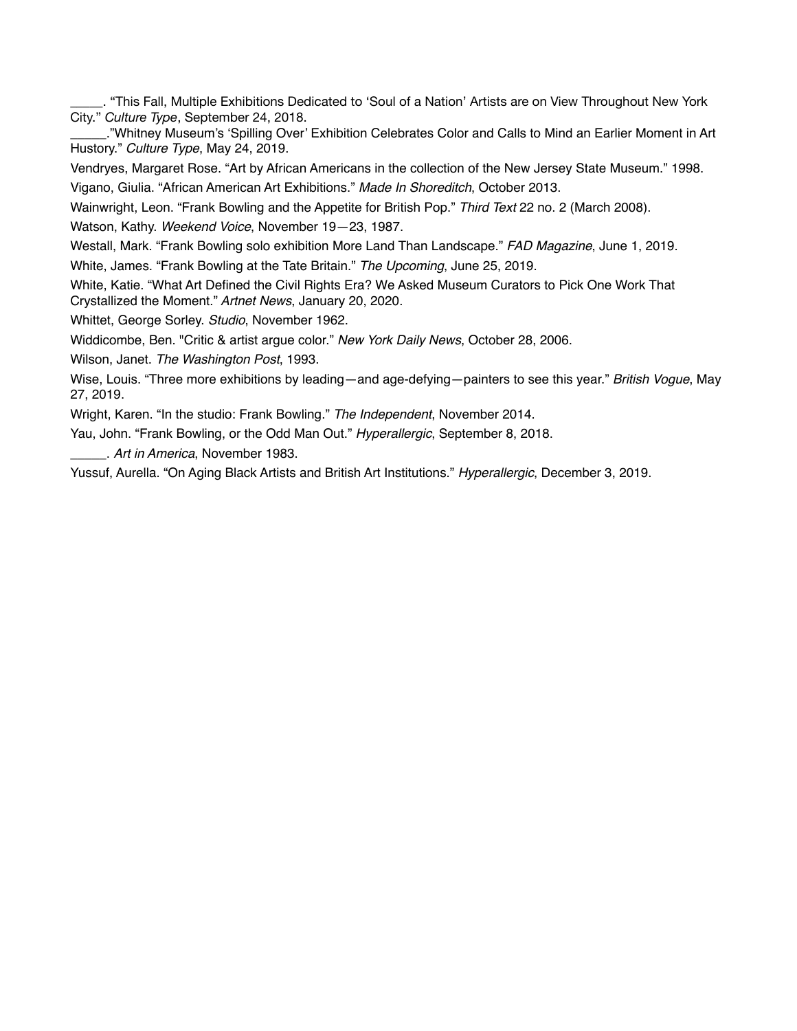_____. “This Fall, Multiple Exhibitions Dedicated to ‘Soul of a Nation’ Artists are on View Throughout New York City.” *Culture Type*, September 24, 2018.

_____.”Whitney Museum’s ‘Spilling Over’ Exhibition Celebrates Color and Calls to Mind an Earlier Moment in Art Hustory.” *Culture Type*, May 24, 2019.

Vendryes, Margaret Rose. “Art by African Americans in the collection of the New Jersey State Museum.” 1998.

Vigano, Giulia. “African American Art Exhibitions.” *Made In Shoreditch*, October 2013.

Wainwright, Leon. “Frank Bowling and the Appetite for British Pop.” *Third Text* 22 no. 2 (March 2008).

Watson, Kathy. *Weekend Voice*, November 19—23, 1987.

Westall, Mark. “Frank Bowling solo exhibition More Land Than Landscape.” *FAD Magazine*, June 1, 2019.

White, James. “Frank Bowling at the Tate Britain.” *The Upcoming*, June 25, 2019.

White, Katie. “What Art Defined the Civil Rights Era? We Asked Museum Curators to Pick One Work That Crystallized the Moment.” *Artnet News*, January 20, 2020.

Whittet, George Sorley. *Studio*, November 1962.

Widdicombe, Ben. "Critic & artist argue color.” *New York Daily News*, October 28, 2006.

Wilson, Janet. *The Washington Post*, 1993.

Wise, Louis. “Three more exhibitions by leading—and age-defying—painters to see this year.” *British Vogue*, May 27, 2019.

Wright, Karen. “In the studio: Frank Bowling.” *The Independent*, November 2014.

Yau, John. “Frank Bowling, or the Odd Man Out.” *Hyperallergic*, September 8, 2018.

_____. *Art in America*, November 1983.

Yussuf, Aurella. “On Aging Black Artists and British Art Institutions.” *Hyperallergic*, December 3, 2019.